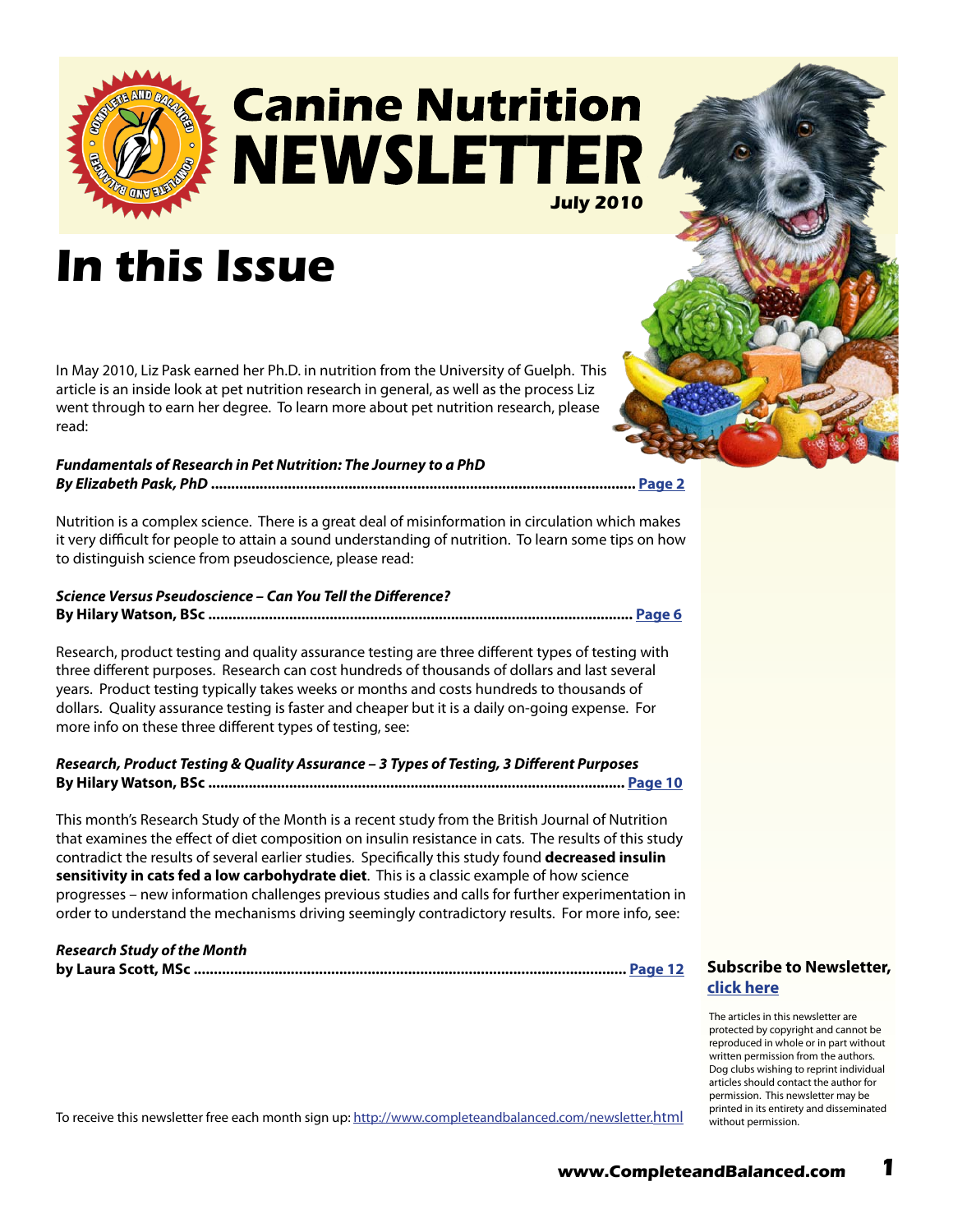# Canine Nutrition NEWSLETTER

**July 2010**

# In this Issue

In May 2010, Liz Pask earned her Ph.D. in nutrition from the University of Guelph. This article is an inside look at pet nutrition research in general, as well as the process Liz went through to earn her degree. To learn more about pet nutrition research, please read:

***Fundamentals of Research in Pet Nutrition: The Journey to a PhD***
***By Elizabeth Pask, PhD* ........................................................................................................ Page 2**

Nutrition is a complex science. There is a great deal of misinformation in circulation which makes it very difficult for people to attain a sound understanding of nutrition. To learn some tips on how to distinguish science from pseudoscience, please read:

***Science Versus Pseudoscience – Can You Tell the Difference?***
**By Hilary Watson, BSc ........................................................................................................ Page 6**

Research, product testing and quality assurance testing are three different types of testing with three different purposes. Research can cost hundreds of thousands of dollars and last several years. Product testing typically takes weeks or months and costs hundreds to thousands of dollars. Quality assurance testing is faster and cheaper but it is a daily on-going expense. For more info on these three different types of testing, see:

***Research, Product Testing & Quality Assurance – 3 Types of Testing, 3 Different Purposes***
**By Hilary Watson, BSc ...................................................................................................... Page 10**

This month's Research Study of the Month is a recent study from the British Journal of Nutrition that examines the effect of diet composition on insulin resistance in cats. The results of this study contradict the results of several earlier studies. Specifically this study found **decreased insulin sensitivity in cats fed a low carbohydrate diet**. This is a classic example of how science progresses – new information challenges previous studies and calls for further experimentation in order to understand the mechanisms driving seemingly contradictory results. For more info, see:

***Research Study of the Month***
**by Laura Scott, MSc .......................................................................................................... Page 12**

To receive this newsletter free each month sign up: http://www.completeandbalanced.com/newsletter.html

**Subscribe to Newsletter, click here**

The articles in this newsletter are protected by copyright and cannot be reproduced in whole or in part without written permission from the authors. Dog clubs wishing to reprint individual articles should contact the author for permission. This newsletter may be printed in its entirety and disseminated without permission.

**www.CompleteandBalanced.com**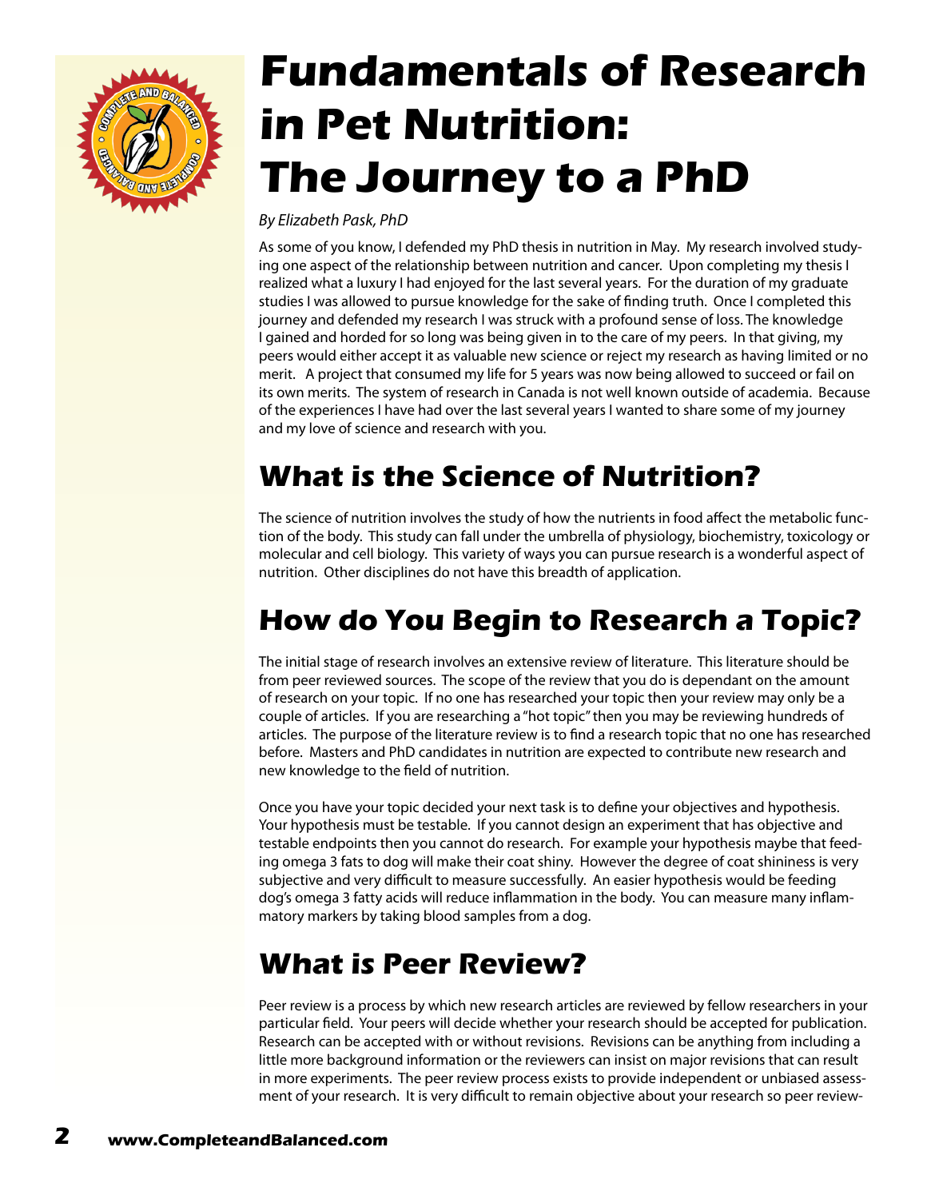# Fundamentals of Research in Pet Nutrition: The Journey to a PhD

*By Elizabeth Pask, PhD*

As some of you know, I defended my PhD thesis in nutrition in May. My research involved studying one aspect of the relationship between nutrition and cancer. Upon completing my thesis I realized what a luxury I had enjoyed for the last several years. For the duration of my graduate studies I was allowed to pursue knowledge for the sake of finding truth. Once I completed this journey and defended my research I was struck with a profound sense of loss. The knowledge I gained and horded for so long was being given in to the care of my peers. In that giving, my peers would either accept it as valuable new science or reject my research as having limited or no merit. A project that consumed my life for 5 years was now being allowed to succeed or fail on its own merits. The system of research in Canada is not well known outside of academia. Because of the experiences I have had over the last several years I wanted to share some of my journey and my love of science and research with you.

## What is the Science of Nutrition?

The science of nutrition involves the study of how the nutrients in food affect the metabolic function of the body. This study can fall under the umbrella of physiology, biochemistry, toxicology or molecular and cell biology. This variety of ways you can pursue research is a wonderful aspect of nutrition. Other disciplines do not have this breadth of application.

## How do You Begin to Research a Topic?

The initial stage of research involves an extensive review of literature. This literature should be from peer reviewed sources. The scope of the review that you do is dependant on the amount of research on your topic. If no one has researched your topic then your review may only be a couple of articles. If you are researching a "hot topic" then you may be reviewing hundreds of articles. The purpose of the literature review is to find a research topic that no one has researched before. Masters and PhD candidates in nutrition are expected to contribute new research and new knowledge to the field of nutrition.

Once you have your topic decided your next task is to define your objectives and hypothesis. Your hypothesis must be testable. If you cannot design an experiment that has objective and testable endpoints then you cannot do research. For example your hypothesis maybe that feeding omega 3 fats to dog will make their coat shiny. However the degree of coat shininess is very subjective and very difficult to measure successfully. An easier hypothesis would be feeding dog's omega 3 fatty acids will reduce inflammation in the body. You can measure many inflammatory markers by taking blood samples from a dog.

## What is Peer Review?

Peer review is a process by which new research articles are reviewed by fellow researchers in your particular field. Your peers will decide whether your research should be accepted for publication. Research can be accepted with or without revisions. Revisions can be anything from including a little more background information or the reviewers can insist on major revisions that can result in more experiments. The peer review process exists to provide independent or unbiased assessment of your research. It is very difficult to remain objective about your research so peer review-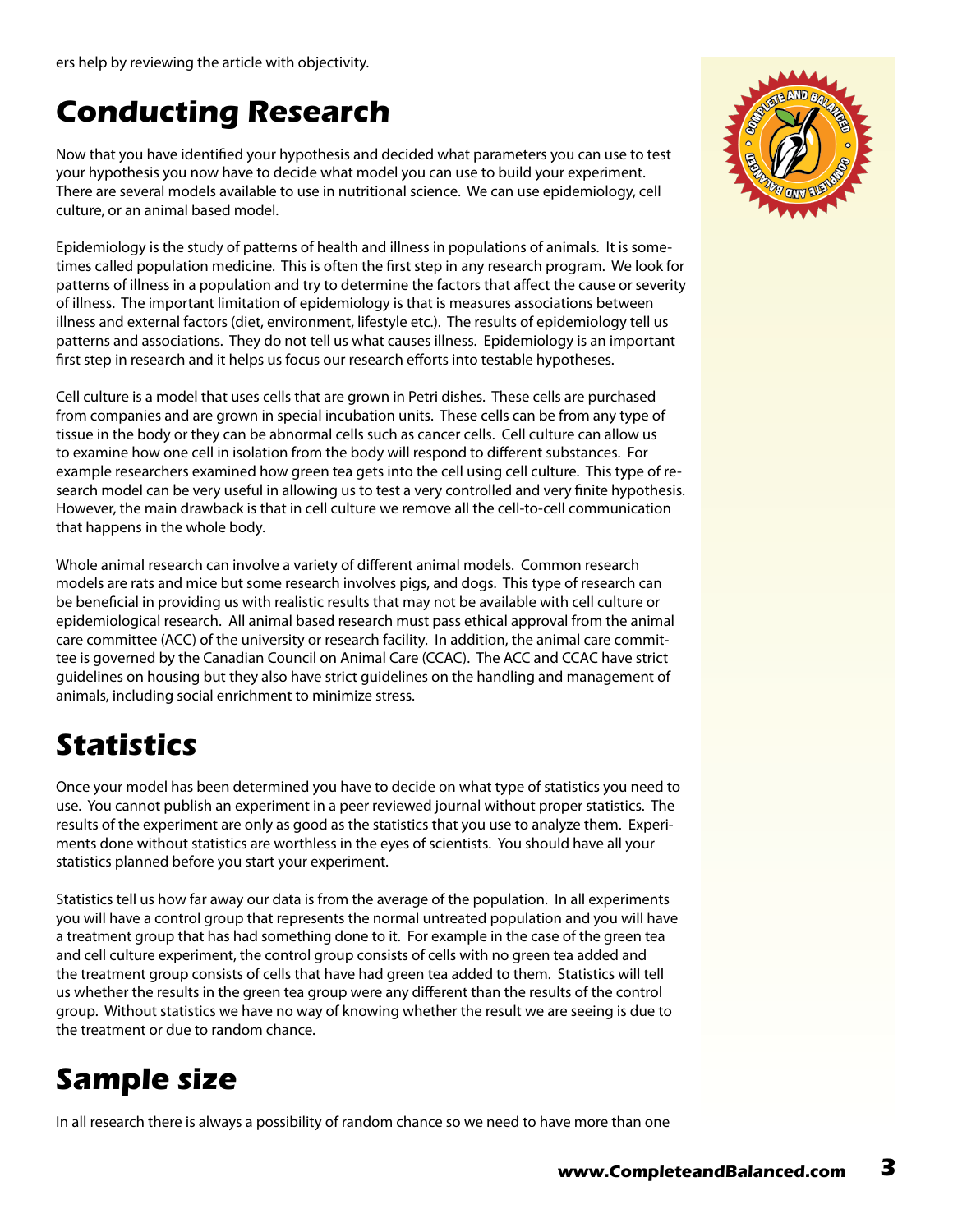ers help by reviewing the article with objectivity.

# Conducting Research

Now that you have identified your hypothesis and decided what parameters you can use to test your hypothesis you now have to decide what model you can use to build your experiment. There are several models available to use in nutritional science. We can use epidemiology, cell culture, or an animal based model.

Epidemiology is the study of patterns of health and illness in populations of animals. It is sometimes called population medicine. This is often the first step in any research program. We look for patterns of illness in a population and try to determine the factors that affect the cause or severity of illness. The important limitation of epidemiology is that is measures associations between illness and external factors (diet, environment, lifestyle etc.). The results of epidemiology tell us patterns and associations. They do not tell us what causes illness. Epidemiology is an important first step in research and it helps us focus our research efforts into testable hypotheses.

Cell culture is a model that uses cells that are grown in Petri dishes. These cells are purchased from companies and are grown in special incubation units. These cells can be from any type of tissue in the body or they can be abnormal cells such as cancer cells. Cell culture can allow us to examine how one cell in isolation from the body will respond to different substances. For example researchers examined how green tea gets into the cell using cell culture. This type of research model can be very useful in allowing us to test a very controlled and very finite hypothesis. However, the main drawback is that in cell culture we remove all the cell-to-cell communication that happens in the whole body.

Whole animal research can involve a variety of different animal models. Common research models are rats and mice but some research involves pigs, and dogs. This type of research can be beneficial in providing us with realistic results that may not be available with cell culture or epidemiological research. All animal based research must pass ethical approval from the animal care committee (ACC) of the university or research facility. In addition, the animal care committee is governed by the Canadian Council on Animal Care (CCAC). The ACC and CCAC have strict guidelines on housing but they also have strict guidelines on the handling and management of animals, including social enrichment to minimize stress.

# Statistics

Once your model has been determined you have to decide on what type of statistics you need to use. You cannot publish an experiment in a peer reviewed journal without proper statistics. The results of the experiment are only as good as the statistics that you use to analyze them. Experiments done without statistics are worthless in the eyes of scientists. You should have all your statistics planned before you start your experiment.

Statistics tell us how far away our data is from the average of the population. In all experiments you will have a control group that represents the normal untreated population and you will have a treatment group that has had something done to it. For example in the case of the green tea and cell culture experiment, the control group consists of cells with no green tea added and the treatment group consists of cells that have had green tea added to them. Statistics will tell us whether the results in the green tea group were any different than the results of the control group. Without statistics we have no way of knowing whether the result we are seeing is due to the treatment or due to random chance.

# Sample size

In all research there is always a possibility of random chance so we need to have more than one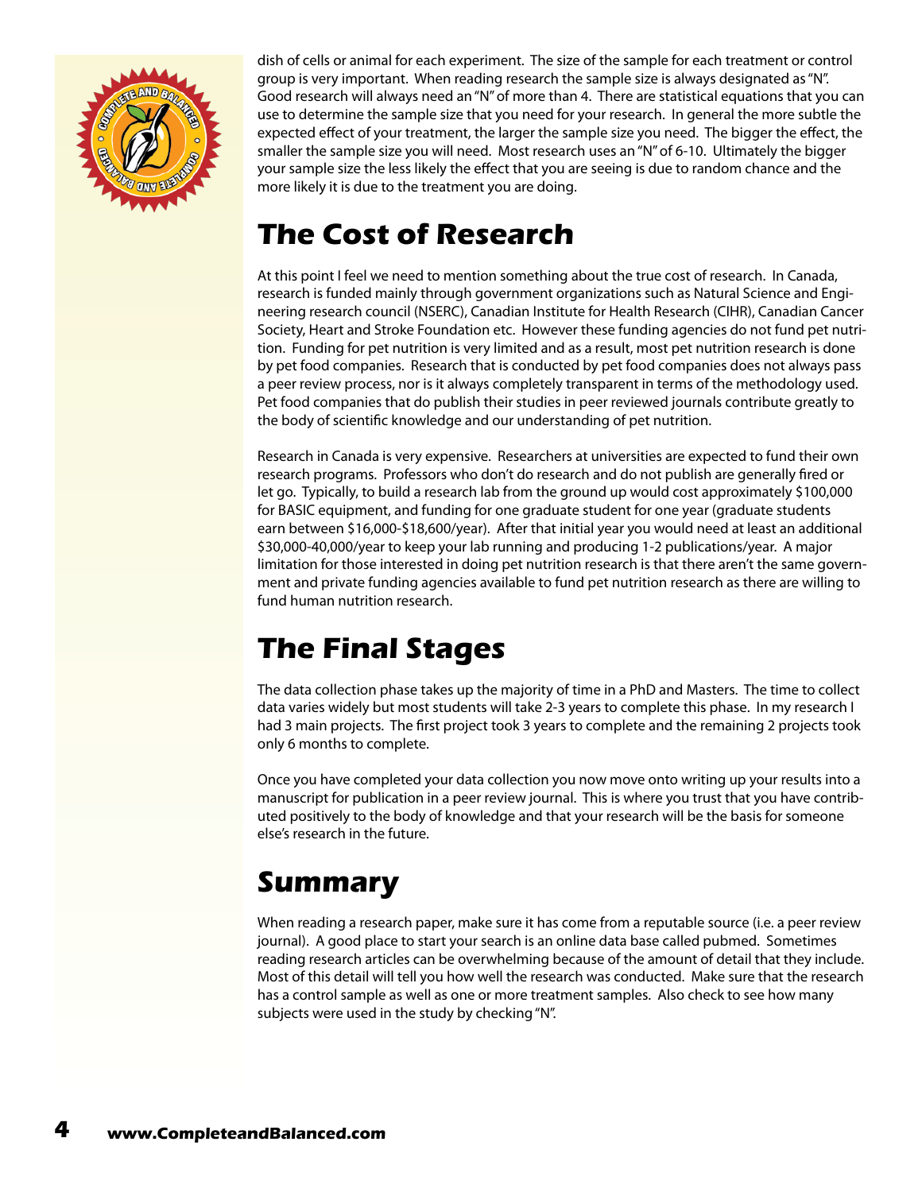dish of cells or animal for each experiment. The size of the sample for each treatment or control group is very important. When reading research the sample size is always designated as "N". Good research will always need an "N" of more than 4. There are statistical equations that you can use to determine the sample size that you need for your research. In general the more subtle the expected effect of your treatment, the larger the sample size you need. The bigger the effect, the smaller the sample size you will need. Most research uses an "N" of 6-10. Ultimately the bigger your sample size the less likely the effect that you are seeing is due to random chance and the more likely it is due to the treatment you are doing.

## The Cost of Research

At this point I feel we need to mention something about the true cost of research. In Canada, research is funded mainly through government organizations such as Natural Science and Engineering research council (NSERC), Canadian Institute for Health Research (CIHR), Canadian Cancer Society, Heart and Stroke Foundation etc. However these funding agencies do not fund pet nutrition. Funding for pet nutrition is very limited and as a result, most pet nutrition research is done by pet food companies. Research that is conducted by pet food companies does not always pass a peer review process, nor is it always completely transparent in terms of the methodology used. Pet food companies that do publish their studies in peer reviewed journals contribute greatly to the body of scientific knowledge and our understanding of pet nutrition.

Research in Canada is very expensive. Researchers at universities are expected to fund their own research programs. Professors who don't do research and do not publish are generally fired or let go. Typically, to build a research lab from the ground up would cost approximately $100,000 for BASIC equipment, and funding for one graduate student for one year (graduate students earn between $16,000-$18,600/year). After that initial year you would need at least an additional $30,000-40,000/year to keep your lab running and producing 1-2 publications/year. A major limitation for those interested in doing pet nutrition research is that there aren't the same government and private funding agencies available to fund pet nutrition research as there are willing to fund human nutrition research.

## The Final Stages

The data collection phase takes up the majority of time in a PhD and Masters. The time to collect data varies widely but most students will take 2-3 years to complete this phase. In my research I had 3 main projects. The first project took 3 years to complete and the remaining 2 projects took only 6 months to complete.

Once you have completed your data collection you now move onto writing up your results into a manuscript for publication in a peer review journal. This is where you trust that you have contributed positively to the body of knowledge and that your research will be the basis for someone else's research in the future.

## Summary

When reading a research paper, make sure it has come from a reputable source (i.e. a peer review journal). A good place to start your search is an online data base called pubmed. Sometimes reading research articles can be overwhelming because of the amount of detail that they include. Most of this detail will tell you how well the research was conducted. Make sure that the research has a control sample as well as one or more treatment samples. Also check to see how many subjects were used in the study by checking "N".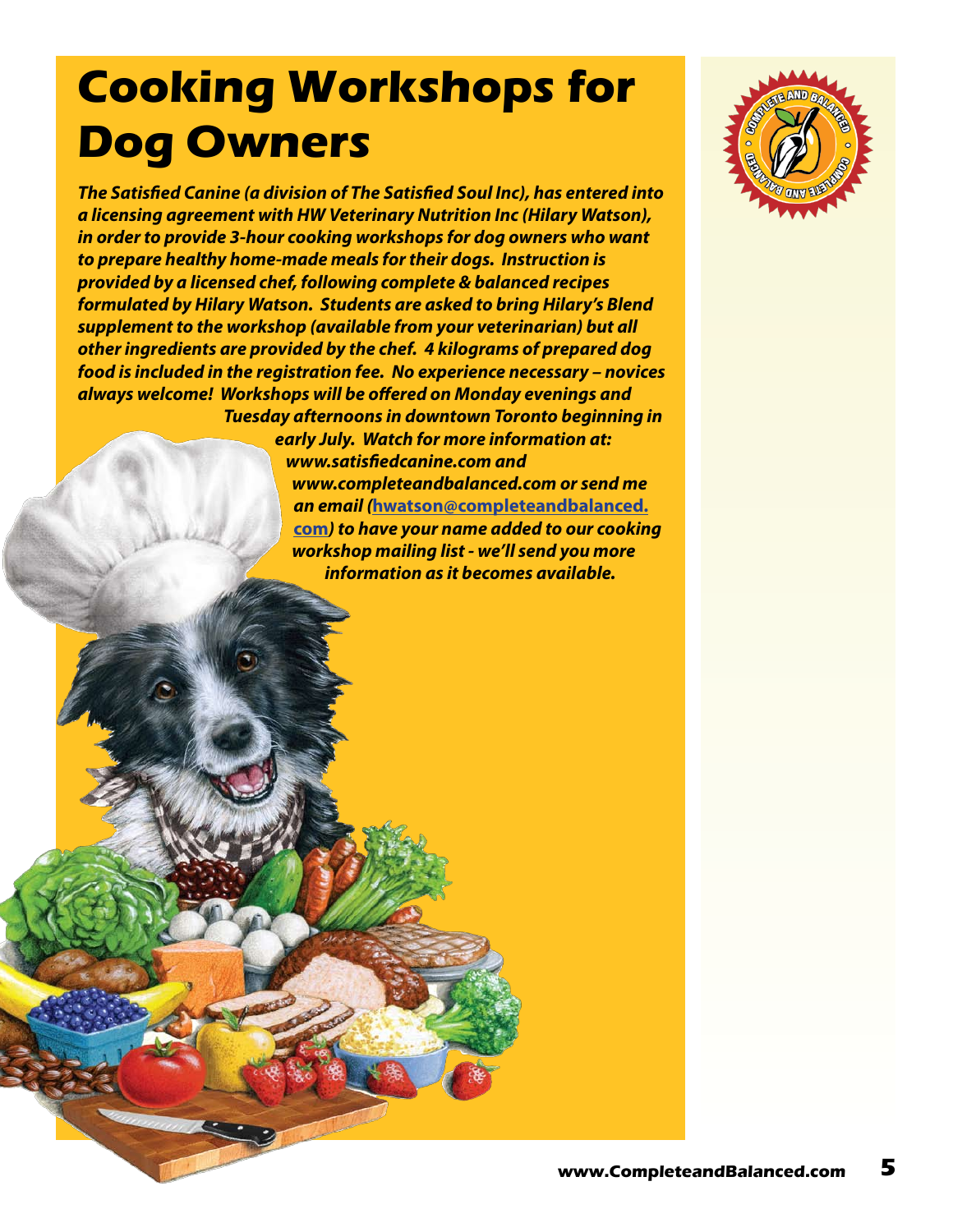# Cooking Workshops for Dog Owners

***The Satisfied Canine (a division of The Satisfied Soul Inc), has entered into a licensing agreement with HW Veterinary Nutrition Inc (Hilary Watson), in order to provide 3-hour cooking workshops for dog owners who want to prepare healthy home-made meals for their dogs. Instruction is provided by a licensed chef, following complete & balanced recipes formulated by Hilary Watson. Students are asked to bring Hilary's Blend supplement to the workshop (available from your veterinarian) but all other ingredients are provided by the chef. 4 kilograms of prepared dog food is included in the registration fee. No experience necessary – novices always welcome! Workshops will be offered on Monday evenings and Tuesday afternoons in downtown Toronto beginning in early July. Watch for more information at: www.satisfiedcanine.com and www.completeandbalanced.com or send me an email (hwatson@completeandbalanced.com) to have your name added to our cooking workshop mailing list - we'll send you more information as it becomes available.***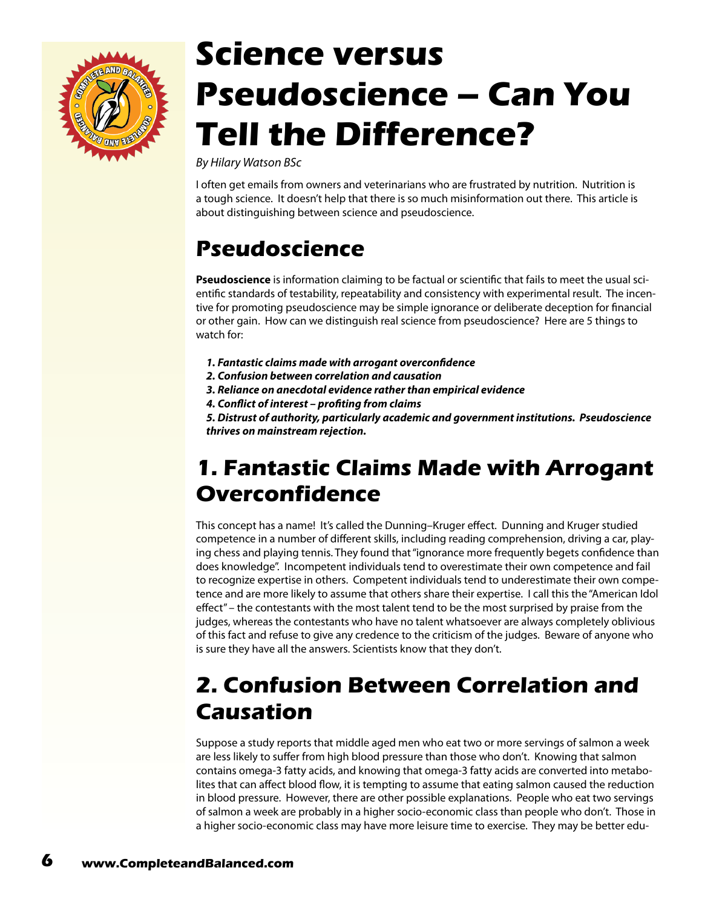# Science versus Pseudoscience – Can You Tell the Difference?

*By Hilary Watson BSc*

I often get emails from owners and veterinarians who are frustrated by nutrition. Nutrition is a tough science. It doesn't help that there is so much misinformation out there. This article is about distinguishing between science and pseudoscience.

## Pseudoscience

**Pseudoscience** is information claiming to be factual or scientific that fails to meet the usual scientific standards of testability, repeatability and consistency with experimental result. The incentive for promoting pseudoscience may be simple ignorance or deliberate deception for financial or other gain. How can we distinguish real science from pseudoscience? Here are 5 things to watch for:

1. ***Fantastic claims made with arrogant overconfidence***
2. ***Confusion between correlation and causation***
3. ***Reliance on anecdotal evidence rather than empirical evidence***
4. ***Conflict of interest – profiting from claims***
5. ***Distrust of authority, particularly academic and government institutions. Pseudoscience thrives on mainstream rejection.***

## 1. Fantastic Claims Made with Arrogant Overconfidence

This concept has a name! It's called the Dunning–Kruger effect. Dunning and Kruger studied competence in a number of different skills, including reading comprehension, driving a car, playing chess and playing tennis. They found that "ignorance more frequently begets confidence than does knowledge". Incompetent individuals tend to overestimate their own competence and fail to recognize expertise in others. Competent individuals tend to underestimate their own competence and are more likely to assume that others share their expertise. I call this the "American Idol effect" – the contestants with the most talent tend to be the most surprised by praise from the judges, whereas the contestants who have no talent whatsoever are always completely oblivious of this fact and refuse to give any credence to the criticism of the judges. Beware of anyone who is sure they have all the answers. Scientists know that they don't.

## 2. Confusion Between Correlation and Causation

Suppose a study reports that middle aged men who eat two or more servings of salmon a week are less likely to suffer from high blood pressure than those who don't. Knowing that salmon contains omega-3 fatty acids, and knowing that omega-3 fatty acids are converted into metabolites that can affect blood flow, it is tempting to assume that eating salmon caused the reduction in blood pressure. However, there are other possible explanations. People who eat two servings of salmon a week are probably in a higher socio-economic class than people who don't. Those in a higher socio-economic class may have more leisure time to exercise. They may be better edu-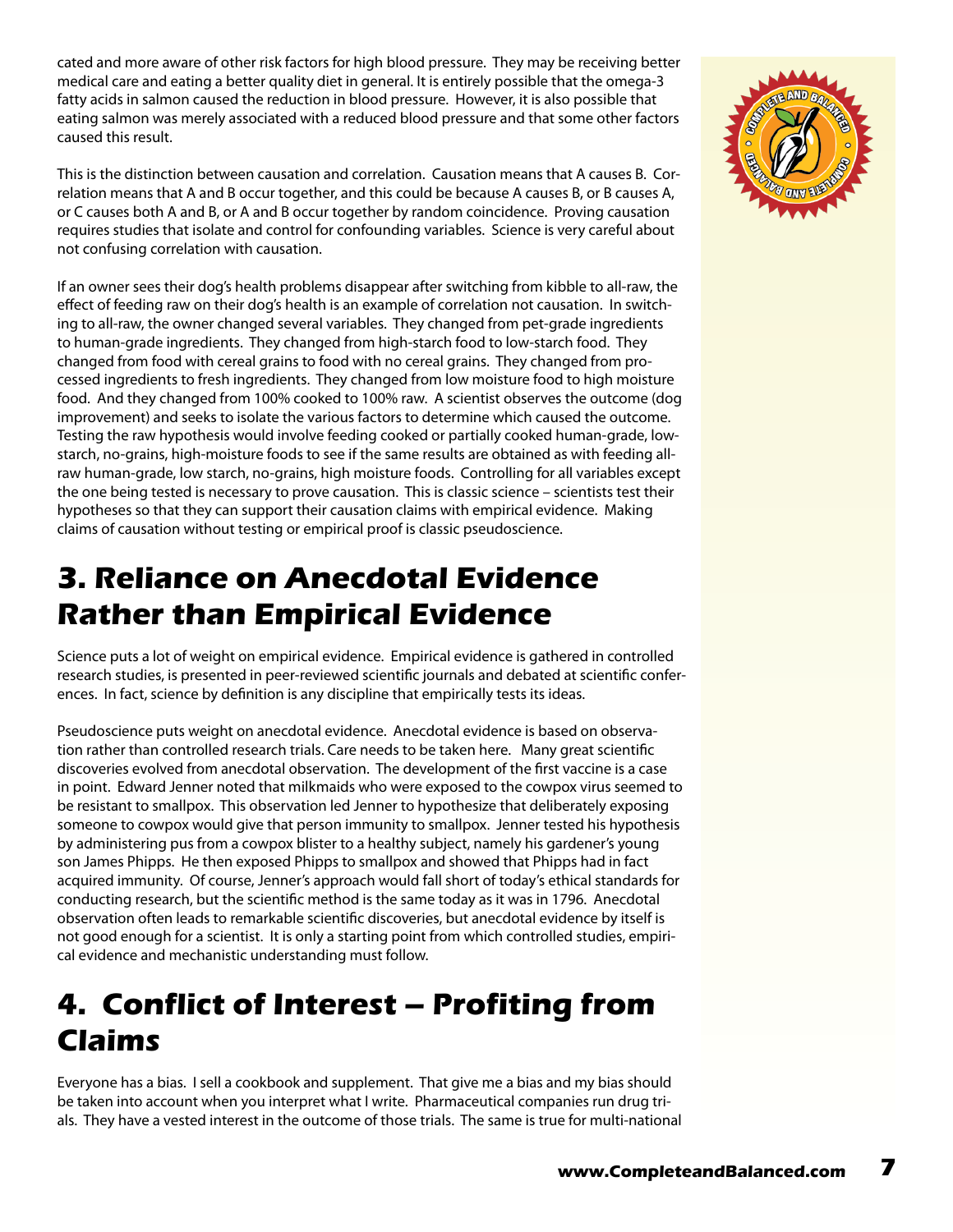cated and more aware of other risk factors for high blood pressure. They may be receiving better medical care and eating a better quality diet in general. It is entirely possible that the omega-3 fatty acids in salmon caused the reduction in blood pressure. However, it is also possible that eating salmon was merely associated with a reduced blood pressure and that some other factors caused this result.

This is the distinction between causation and correlation. Causation means that A causes B. Correlation means that A and B occur together, and this could be because A causes B, or B causes A, or C causes both A and B, or A and B occur together by random coincidence. Proving causation requires studies that isolate and control for confounding variables. Science is very careful about not confusing correlation with causation.

If an owner sees their dog's health problems disappear after switching from kibble to all-raw, the effect of feeding raw on their dog's health is an example of correlation not causation. In switching to all-raw, the owner changed several variables. They changed from pet-grade ingredients to human-grade ingredients. They changed from high-starch food to low-starch food. They changed from food with cereal grains to food with no cereal grains. They changed from processed ingredients to fresh ingredients. They changed from low moisture food to high moisture food. And they changed from 100% cooked to 100% raw. A scientist observes the outcome (dog improvement) and seeks to isolate the various factors to determine which caused the outcome. Testing the raw hypothesis would involve feeding cooked or partially cooked human-grade, low-starch, no-grains, high-moisture foods to see if the same results are obtained as with feeding all-raw human-grade, low starch, no-grains, high moisture foods. Controlling for all variables except the one being tested is necessary to prove causation. This is classic science – scientists test their hypotheses so that they can support their causation claims with empirical evidence. Making claims of causation without testing or empirical proof is classic pseudoscience.

## 3. Reliance on Anecdotal Evidence Rather than Empirical Evidence

Science puts a lot of weight on empirical evidence. Empirical evidence is gathered in controlled research studies, is presented in peer-reviewed scientific journals and debated at scientific conferences. In fact, science by definition is any discipline that empirically tests its ideas.

Pseudoscience puts weight on anecdotal evidence. Anecdotal evidence is based on observation rather than controlled research trials. Care needs to be taken here. Many great scientific discoveries evolved from anecdotal observation. The development of the first vaccine is a case in point. Edward Jenner noted that milkmaids who were exposed to the cowpox virus seemed to be resistant to smallpox. This observation led Jenner to hypothesize that deliberately exposing someone to cowpox would give that person immunity to smallpox. Jenner tested his hypothesis by administering pus from a cowpox blister to a healthy subject, namely his gardener's young son James Phipps. He then exposed Phipps to smallpox and showed that Phipps had in fact acquired immunity. Of course, Jenner's approach would fall short of today's ethical standards for conducting research, but the scientific method is the same today as it was in 1796. Anecdotal observation often leads to remarkable scientific discoveries, but anecdotal evidence by itself is not good enough for a scientist. It is only a starting point from which controlled studies, empirical evidence and mechanistic understanding must follow.

## 4. Conflict of Interest – Profiting from Claims

Everyone has a bias. I sell a cookbook and supplement. That give me a bias and my bias should be taken into account when you interpret what I write. Pharmaceutical companies run drug trials. They have a vested interest in the outcome of those trials. The same is true for multi-national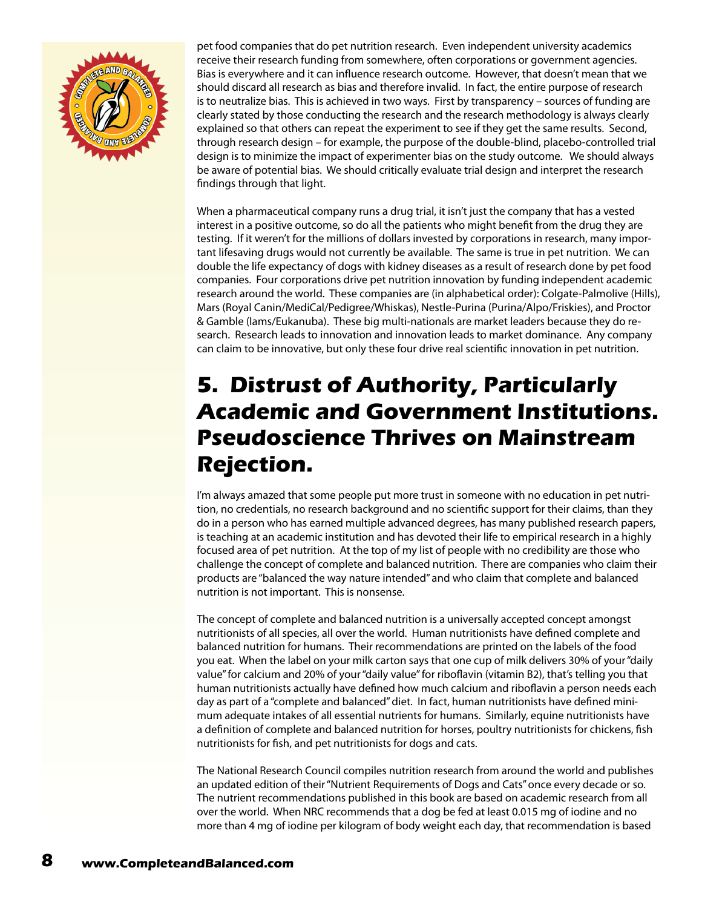pet food companies that do pet nutrition research. Even independent university academics receive their research funding from somewhere, often corporations or government agencies. Bias is everywhere and it can influence research outcome. However, that doesn't mean that we should discard all research as bias and therefore invalid. In fact, the entire purpose of research is to neutralize bias. This is achieved in two ways. First by transparency – sources of funding are clearly stated by those conducting the research and the research methodology is always clearly explained so that others can repeat the experiment to see if they get the same results. Second, through research design – for example, the purpose of the double-blind, placebo-controlled trial design is to minimize the impact of experimenter bias on the study outcome. We should always be aware of potential bias. We should critically evaluate trial design and interpret the research findings through that light.

When a pharmaceutical company runs a drug trial, it isn't just the company that has a vested interest in a positive outcome, so do all the patients who might benefit from the drug they are testing. If it weren't for the millions of dollars invested by corporations in research, many important lifesaving drugs would not currently be available. The same is true in pet nutrition. We can double the life expectancy of dogs with kidney diseases as a result of research done by pet food companies. Four corporations drive pet nutrition innovation by funding independent academic research around the world. These companies are (in alphabetical order): Colgate-Palmolive (Hills), Mars (Royal Canin/MediCal/Pedigree/Whiskas), Nestle-Purina (Purina/Alpo/Friskies), and Proctor & Gamble (Iams/Eukanuba). These big multi-nationals are market leaders because they do research. Research leads to innovation and innovation leads to market dominance. Any company can claim to be innovative, but only these four drive real scientific innovation in pet nutrition.

## 5. Distrust of Authority, Particularly Academic and Government Institutions. Pseudoscience Thrives on Mainstream Rejection.

I'm always amazed that some people put more trust in someone with no education in pet nutrition, no credentials, no research background and no scientific support for their claims, than they do in a person who has earned multiple advanced degrees, has many published research papers, is teaching at an academic institution and has devoted their life to empirical research in a highly focused area of pet nutrition. At the top of my list of people with no credibility are those who challenge the concept of complete and balanced nutrition. There are companies who claim their products are "balanced the way nature intended" and who claim that complete and balanced nutrition is not important. This is nonsense.

The concept of complete and balanced nutrition is a universally accepted concept amongst nutritionists of all species, all over the world. Human nutritionists have defined complete and balanced nutrition for humans. Their recommendations are printed on the labels of the food you eat. When the label on your milk carton says that one cup of milk delivers 30% of your "daily value" for calcium and 20% of your "daily value" for riboflavin (vitamin B2), that's telling you that human nutritionists actually have defined how much calcium and riboflavin a person needs each day as part of a "complete and balanced" diet. In fact, human nutritionists have defined minimum adequate intakes of all essential nutrients for humans. Similarly, equine nutritionists have a definition of complete and balanced nutrition for horses, poultry nutritionists for chickens, fish nutritionists for fish, and pet nutritionists for dogs and cats.

The National Research Council compiles nutrition research from around the world and publishes an updated edition of their "Nutrient Requirements of Dogs and Cats" once every decade or so. The nutrient recommendations published in this book are based on academic research from all over the world. When NRC recommends that a dog be fed at least 0.015 mg of iodine and no more than 4 mg of iodine per kilogram of body weight each day, that recommendation is based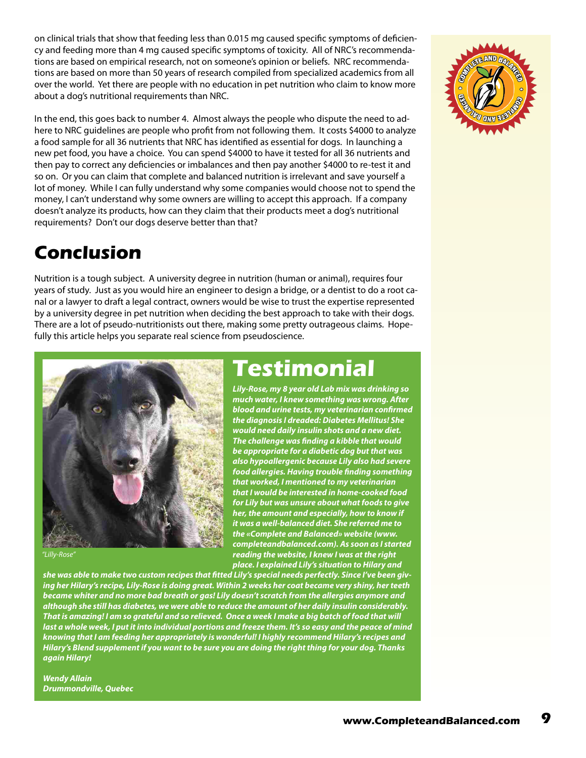on clinical trials that show that feeding less than 0.015 mg caused specific symptoms of deficiency and feeding more than 4 mg caused specific symptoms of toxicity. All of NRC's recommendations are based on empirical research, not on someone's opinion or beliefs. NRC recommendations are based on more than 50 years of research compiled from specialized academics from all over the world. Yet there are people with no education in pet nutrition who claim to know more about a dog's nutritional requirements than NRC.

In the end, this goes back to number 4. Almost always the people who dispute the need to adhere to NRC guidelines are people who profit from not following them. It costs $4000 to analyze a food sample for all 36 nutrients that NRC has identified as essential for dogs. In launching a new pet food, you have a choice. You can spend $4000 to have it tested for all 36 nutrients and then pay to correct any deficiencies or imbalances and then pay another $4000 to re-test it and so on. Or you can claim that complete and balanced nutrition is irrelevant and save yourself a lot of money. While I can fully understand why some companies would choose not to spend the money, I can't understand why some owners are willing to accept this approach. If a company doesn't analyze its products, how can they claim that their products meet a dog's nutritional requirements? Don't our dogs deserve better than that?

## Conclusion

Nutrition is a tough subject. A university degree in nutrition (human or animal), requires four years of study. Just as you would hire an engineer to design a bridge, or a dentist to do a root canal or a lawyer to draft a legal contract, owners would be wise to trust the expertise represented by a university degree in pet nutrition when deciding the best approach to take with their dogs. There are a lot of pseudo-nutritionists out there, making some pretty outrageous claims. Hopefully this article helps you separate real science from pseudoscience.

## Testimonial

*"Lilly-Rose"*

***Lily-Rose, my 8 year old Lab mix was drinking so much water, I knew something was wrong. After blood and urine tests, my veterinarian confirmed the diagnosis I dreaded: Diabetes Mellitus! She would need daily insulin shots and a new diet. The challenge was finding a kibble that would be appropriate for a diabetic dog but that was also hypoallergenic because Lily also had severe food allergies. Having trouble finding something that worked, I mentioned to my veterinarian that I would be interested in home-cooked food for Lily but was unsure about what foods to give her, the amount and especially, how to know if it was a well-balanced diet. She referred me to the «Complete and Balanced» website (www.completeandbalanced.com). As soon as I started reading the website, I knew I was at the right place. I explained Lily's situation to Hilary and she was able to make two custom recipes that fitted Lily's special needs perfectly. Since I've been giving her Hilary's recipe, Lily-Rose is doing great. Within 2 weeks her coat became very shiny, her teeth became whiter and no more bad breath or gas! Lily doesn't scratch from the allergies anymore and although she still has diabetes, we were able to reduce the amount of her daily insulin considerably. That is amazing! I am so grateful and so relieved. Once a week I make a big batch of food that will last a whole week, I put it into individual portions and freeze them. It's so easy and the peace of mind knowing that I am feeding her appropriately is wonderful! I highly recommend Hilary's recipes and Hilary's Blend supplement if you want to be sure you are doing the right thing for your dog. Thanks again Hilary!***

***Wendy Allain***
***Drummondville, Quebec***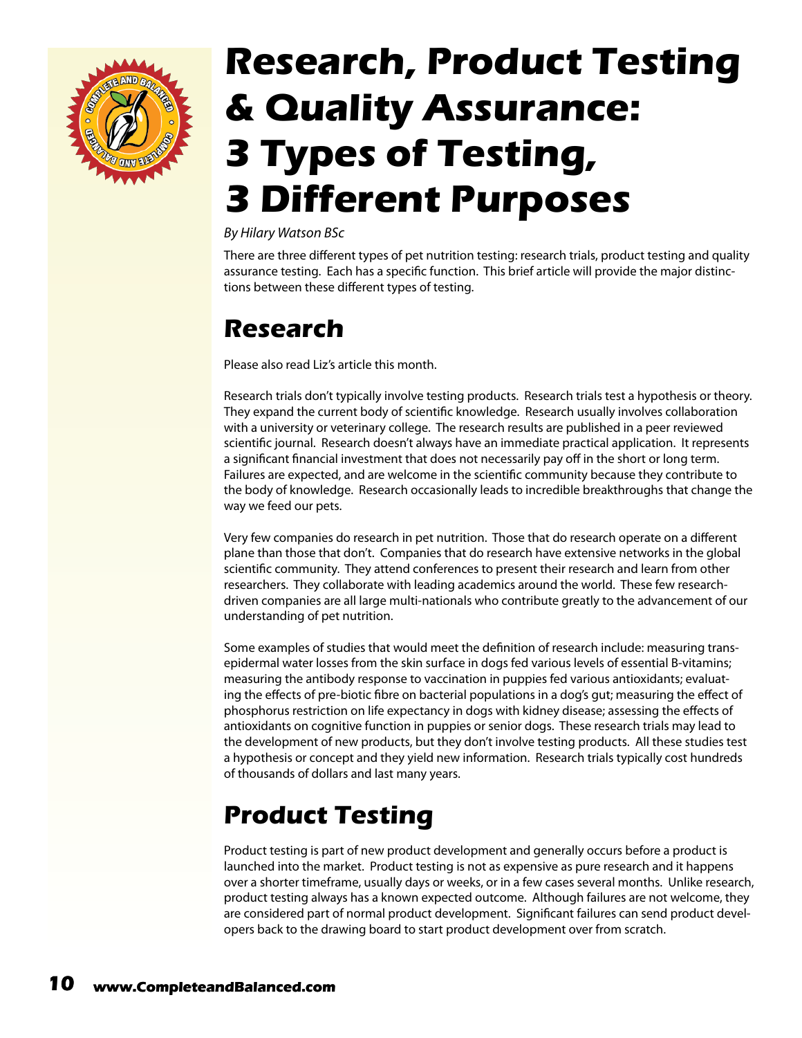# Research, Product Testing & Quality Assurance: 3 Types of Testing, 3 Different Purposes

*By Hilary Watson BSc*

There are three different types of pet nutrition testing: research trials, product testing and quality assurance testing. Each has a specific function. This brief article will provide the major distinctions between these different types of testing.

## Research

Please also read Liz's article this month.

Research trials don't typically involve testing products. Research trials test a hypothesis or theory. They expand the current body of scientific knowledge. Research usually involves collaboration with a university or veterinary college. The research results are published in a peer reviewed scientific journal. Research doesn't always have an immediate practical application. It represents a significant financial investment that does not necessarily pay off in the short or long term. Failures are expected, and are welcome in the scientific community because they contribute to the body of knowledge. Research occasionally leads to incredible breakthroughs that change the way we feed our pets.

Very few companies do research in pet nutrition. Those that do research operate on a different plane than those that don't. Companies that do research have extensive networks in the global scientific community. They attend conferences to present their research and learn from other researchers. They collaborate with leading academics around the world. These few research-driven companies are all large multi-nationals who contribute greatly to the advancement of our understanding of pet nutrition.

Some examples of studies that would meet the definition of research include: measuring trans-epidermal water losses from the skin surface in dogs fed various levels of essential B-vitamins; measuring the antibody response to vaccination in puppies fed various antioxidants; evaluating the effects of pre-biotic fibre on bacterial populations in a dog's gut; measuring the effect of phosphorus restriction on life expectancy in dogs with kidney disease; assessing the effects of antioxidants on cognitive function in puppies or senior dogs. These research trials may lead to the development of new products, but they don't involve testing products. All these studies test a hypothesis or concept and they yield new information. Research trials typically cost hundreds of thousands of dollars and last many years.

## Product Testing

Product testing is part of new product development and generally occurs before a product is launched into the market. Product testing is not as expensive as pure research and it happens over a shorter timeframe, usually days or weeks, or in a few cases several months. Unlike research, product testing always has a known expected outcome. Although failures are not welcome, they are considered part of normal product development. Significant failures can send product developers back to the drawing board to start product development over from scratch.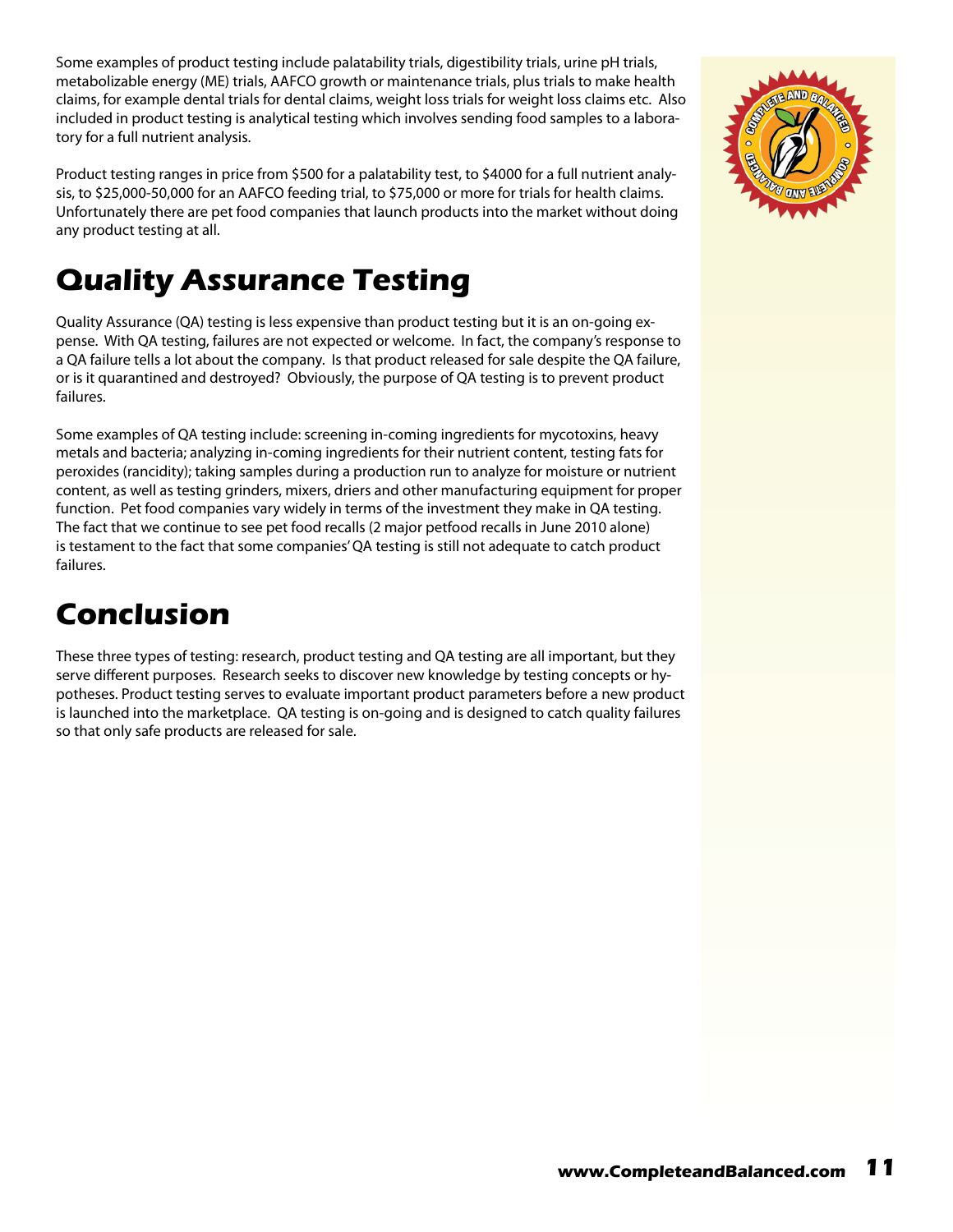Some examples of product testing include palatability trials, digestibility trials, urine pH trials, metabolizable energy (ME) trials, AAFCO growth or maintenance trials, plus trials to make health claims, for example dental trials for dental claims, weight loss trials for weight loss claims etc. Also included in product testing is analytical testing which involves sending food samples to a laboratory for a full nutrient analysis.

Product testing ranges in price from $500 for a palatability test, to $4000 for a full nutrient analysis, to $25,000-50,000 for an AAFCO feeding trial, to $75,000 or more for trials for health claims. Unfortunately there are pet food companies that launch products into the market without doing any product testing at all.

## Quality Assurance Testing

Quality Assurance (QA) testing is less expensive than product testing but it is an on-going expense. With QA testing, failures are not expected or welcome. In fact, the company's response to a QA failure tells a lot about the company. Is that product released for sale despite the QA failure, or is it quarantined and destroyed? Obviously, the purpose of QA testing is to prevent product failures.

Some examples of QA testing include: screening in-coming ingredients for mycotoxins, heavy metals and bacteria; analyzing in-coming ingredients for their nutrient content, testing fats for peroxides (rancidity); taking samples during a production run to analyze for moisture or nutrient content, as well as testing grinders, mixers, driers and other manufacturing equipment for proper function. Pet food companies vary widely in terms of the investment they make in QA testing. The fact that we continue to see pet food recalls (2 major petfood recalls in June 2010 alone) is testament to the fact that some companies' QA testing is still not adequate to catch product failures.

## Conclusion

These three types of testing: research, product testing and QA testing are all important, but they serve different purposes. Research seeks to discover new knowledge by testing concepts or hypotheses. Product testing serves to evaluate important product parameters before a new product is launched into the marketplace. QA testing is on-going and is designed to catch quality failures so that only safe products are released for sale.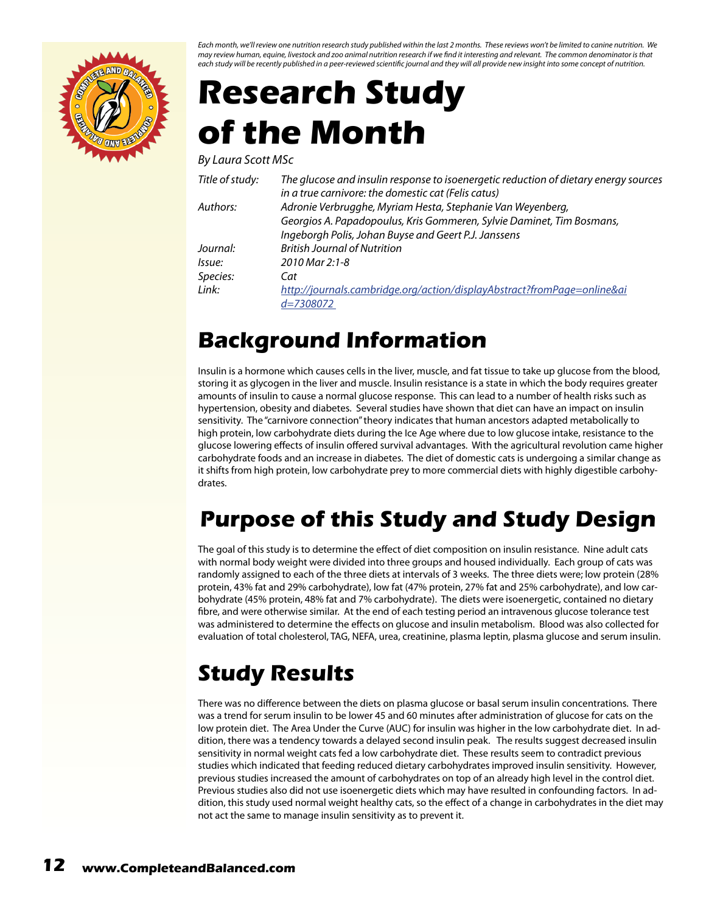*Each month, we'll review one nutrition research study published within the last 2 months. These reviews won't be limited to canine nutrition. We may review human, equine, livestock and zoo animal nutrition research if we find it interesting and relevant. The common denominator is that each study will be recently published in a peer-reviewed scientific journal and they will all provide new insight into some concept of nutrition.*

# Research Study of the Month

*By Laura Scott MSc*

| | |
|---|---|
| *Title of study:* | *The glucose and insulin response to isoenergetic reduction of dietary energy sources in a true carnivore: the domestic cat (Felis catus)* |
| *Authors:* | *Adronie Verbrugghe, Myriam Hesta, Stephanie Van Weyenberg, Georgios A. Papadopoulus, Kris Gommeren, Sylvie Daminet, Tim Bosmans, Ingeborgh Polis, Johan Buyse and Geert P.J. Janssens* |
| *Journal:* | *British Journal of Nutrition* |
| *Issue:* | *2010 Mar 2:1-8* |
| *Species:* | *Cat* |
| *Link:* | *[http://journals.cambridge.org/action/displayAbstract?fromPage=online&aid=7308072](http://journals.cambridge.org/action/displayAbstract?fromPage=online&aid=7308072)* |

## Background Information

Insulin is a hormone which causes cells in the liver, muscle, and fat tissue to take up glucose from the blood, storing it as glycogen in the liver and muscle. Insulin resistance is a state in which the body requires greater amounts of insulin to cause a normal glucose response. This can lead to a number of health risks such as hypertension, obesity and diabetes. Several studies have shown that diet can have an impact on insulin sensitivity. The "carnivore connection" theory indicates that human ancestors adapted metabolically to high protein, low carbohydrate diets during the Ice Age where due to low glucose intake, resistance to the glucose lowering effects of insulin offered survival advantages. With the agricultural revolution came higher carbohydrate foods and an increase in diabetes. The diet of domestic cats is undergoing a similar change as it shifts from high protein, low carbohydrate prey to more commercial diets with highly digestible carbohydrates.

## Purpose of this Study and Study Design

The goal of this study is to determine the effect of diet composition on insulin resistance. Nine adult cats with normal body weight were divided into three groups and housed individually. Each group of cats was randomly assigned to each of the three diets at intervals of 3 weeks. The three diets were; low protein (28% protein, 43% fat and 29% carbohydrate), low fat (47% protein, 27% fat and 25% carbohydrate), and low carbohydrate (45% protein, 48% fat and 7% carbohydrate). The diets were isoenergetic, contained no dietary fibre, and were otherwise similar. At the end of each testing period an intravenous glucose tolerance test was administered to determine the effects on glucose and insulin metabolism. Blood was also collected for evaluation of total cholesterol, TAG, NEFA, urea, creatinine, plasma leptin, plasma glucose and serum insulin.

## Study Results

There was no difference between the diets on plasma glucose or basal serum insulin concentrations. There was a trend for serum insulin to be lower 45 and 60 minutes after administration of glucose for cats on the low protein diet. The Area Under the Curve (AUC) for insulin was higher in the low carbohydrate diet. In addition, there was a tendency towards a delayed second insulin peak. The results suggest decreased insulin sensitivity in normal weight cats fed a low carbohydrate diet. These results seem to contradict previous studies which indicated that feeding reduced dietary carbohydrates improved insulin sensitivity. However, previous studies increased the amount of carbohydrates on top of an already high level in the control diet. Previous studies also did not use isoenergetic diets which may have resulted in confounding factors. In addition, this study used normal weight healthy cats, so the effect of a change in carbohydrates in the diet may not act the same to manage insulin sensitivity as to prevent it.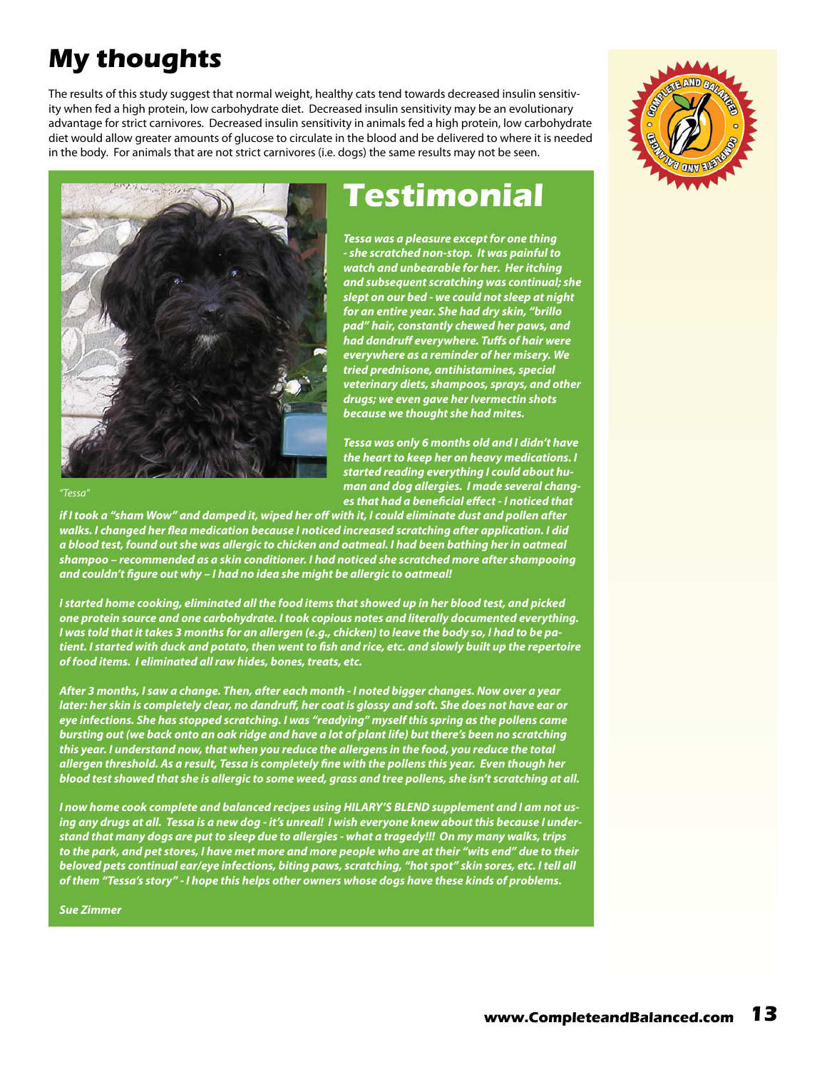# My thoughts

The results of this study suggest that normal weight, healthy cats tend towards decreased insulin sensitivity when fed a high protein, low carbohydrate diet. Decreased insulin sensitivity may be an evolutionary advantage for strict carnivores. Decreased insulin sensitivity in animals fed a high protein, low carbohydrate diet would allow greater amounts of glucose to circulate in the blood and be delivered to where it is needed in the body. For animals that are not strict carnivores (i.e. dogs) the same results may not be seen.

## Testimonial

*"Tessa"*

***Tessa was a pleasure except for one thing - she scratched non-stop. It was painful to watch and unbearable for her. Her itching and subsequent scratching was continual; she slept on our bed - we could not sleep at night for an entire year. She had dry skin, "brillo pad" hair, constantly chewed her paws, and had dandruff everywhere. Tuffs of hair were everywhere as a reminder of her misery. We tried prednisone, antihistamines, special veterinary diets, shampoos, sprays, and other drugs; we even gave her Ivermectin shots because we thought she had mites.***

***Tessa was only 6 months old and I didn't have the heart to keep her on heavy medications. I started reading everything I could about human and dog allergies. I made several changes that had a beneficial effect - I noticed that if I took a "sham Wow" and damped it, wiped her off with it, I could eliminate dust and pollen after walks. I changed her flea medication because I noticed increased scratching after application. I did a blood test, found out she was allergic to chicken and oatmeal. I had been bathing her in oatmeal shampoo – recommended as a skin conditioner. I had noticed she scratched more after shampooing and couldn't figure out why – I had no idea she might be allergic to oatmeal!***

***I started home cooking, eliminated all the food items that showed up in her blood test, and picked one protein source and one carbohydrate. I took copious notes and literally documented everything. I was told that it takes 3 months for an allergen (e.g., chicken) to leave the body so, I had to be patient. I started with duck and potato, then went to fish and rice, etc. and slowly built up the repertoire of food items. I eliminated all raw hides, bones, treats, etc.***

***After 3 months, I saw a change. Then, after each month - I noted bigger changes. Now over a year later: her skin is completely clear, no dandruff, her coat is glossy and soft. She does not have ear or eye infections. She has stopped scratching. I was "readying" myself this spring as the pollens came bursting out (we back onto an oak ridge and have a lot of plant life) but there's been no scratching this year. I understand now, that when you reduce the allergens in the food, you reduce the total allergen threshold. As a result, Tessa is completely fine with the pollens this year. Even though her blood test showed that she is allergic to some weed, grass and tree pollens, she isn't scratching at all.***

***I now home cook complete and balanced recipes using HILARY'S BLEND supplement and I am not using any drugs at all. Tessa is a new dog - it's unreal! I wish everyone knew about this because I understand that many dogs are put to sleep due to allergies - what a tragedy!!! On my many walks, trips to the park, and pet stores, I have met more and more people who are at their "wits end" due to their beloved pets continual ear/eye infections, biting paws, scratching, "hot spot" skin sores, etc. I tell all of them "Tessa's story" - I hope this helps other owners whose dogs have these kinds of problems.***

***Sue Zimmer***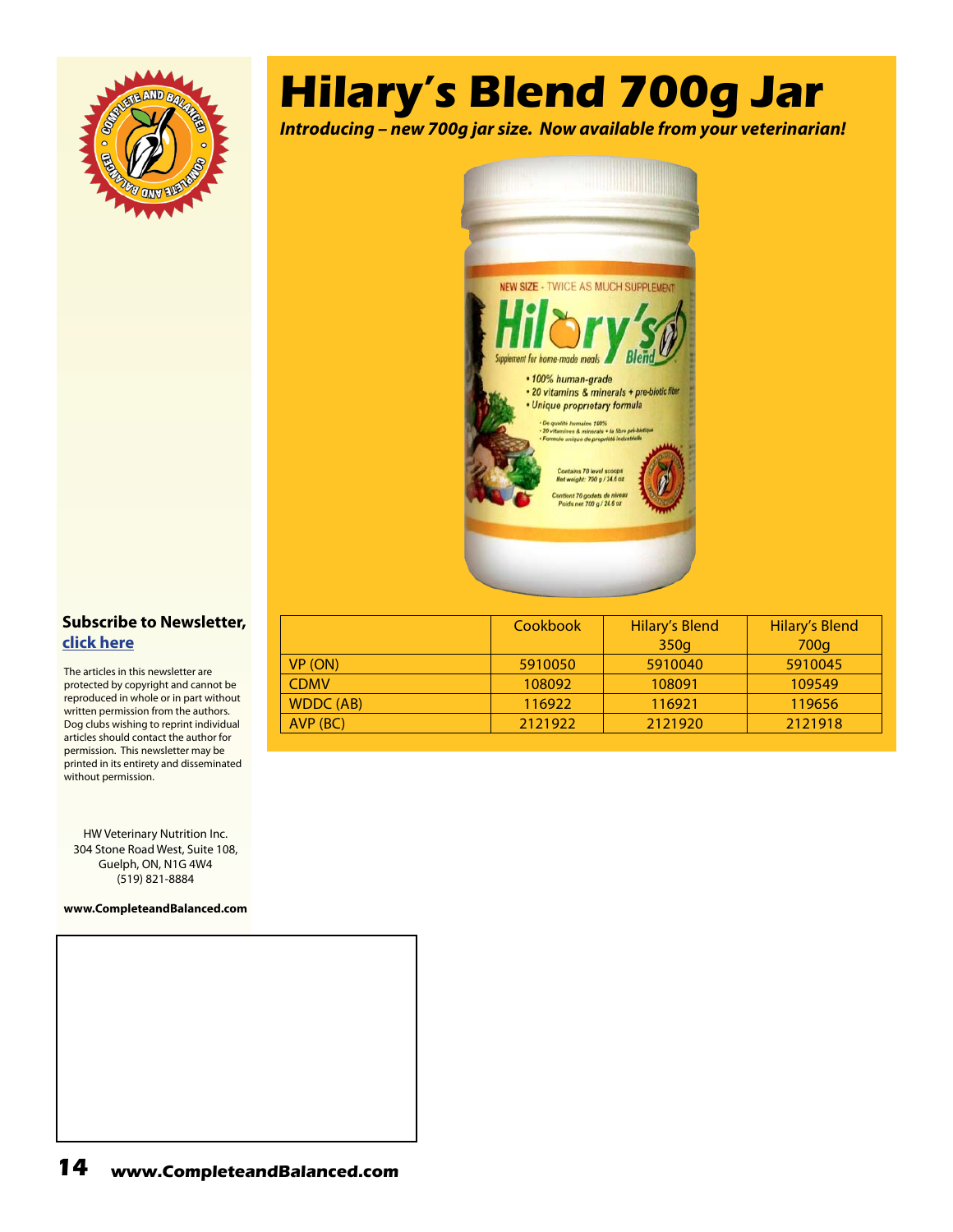# Hilary's Blend 700g Jar

***Introducing – new 700g jar size. Now available from your veterinarian!***

| | Cookbook | Hilary's Blend 350g | Hilary's Blend 700g |
|---|---|---|---|
| VP (ON) | 5910050 | 5910040 | 5910045 |
| CDMV | 108092 | 108091 | 109549 |
| WDDC (AB) | 116922 | 116921 | 119656 |
| AVP (BC) | 2121922 | 2121920 | 2121918 |

**Subscribe to Newsletter, click here**

The articles in this newsletter are protected by copyright and cannot be reproduced in whole or in part without written permission from the authors. Dog clubs wishing to reprint individual articles should contact the author for permission. This newsletter may be printed in its entirety and disseminated without permission.

HW Veterinary Nutrition Inc.
304 Stone Road West, Suite 108,
Guelph, ON, N1G 4W4
(519) 821-8884

**www.CompleteandBalanced.com**